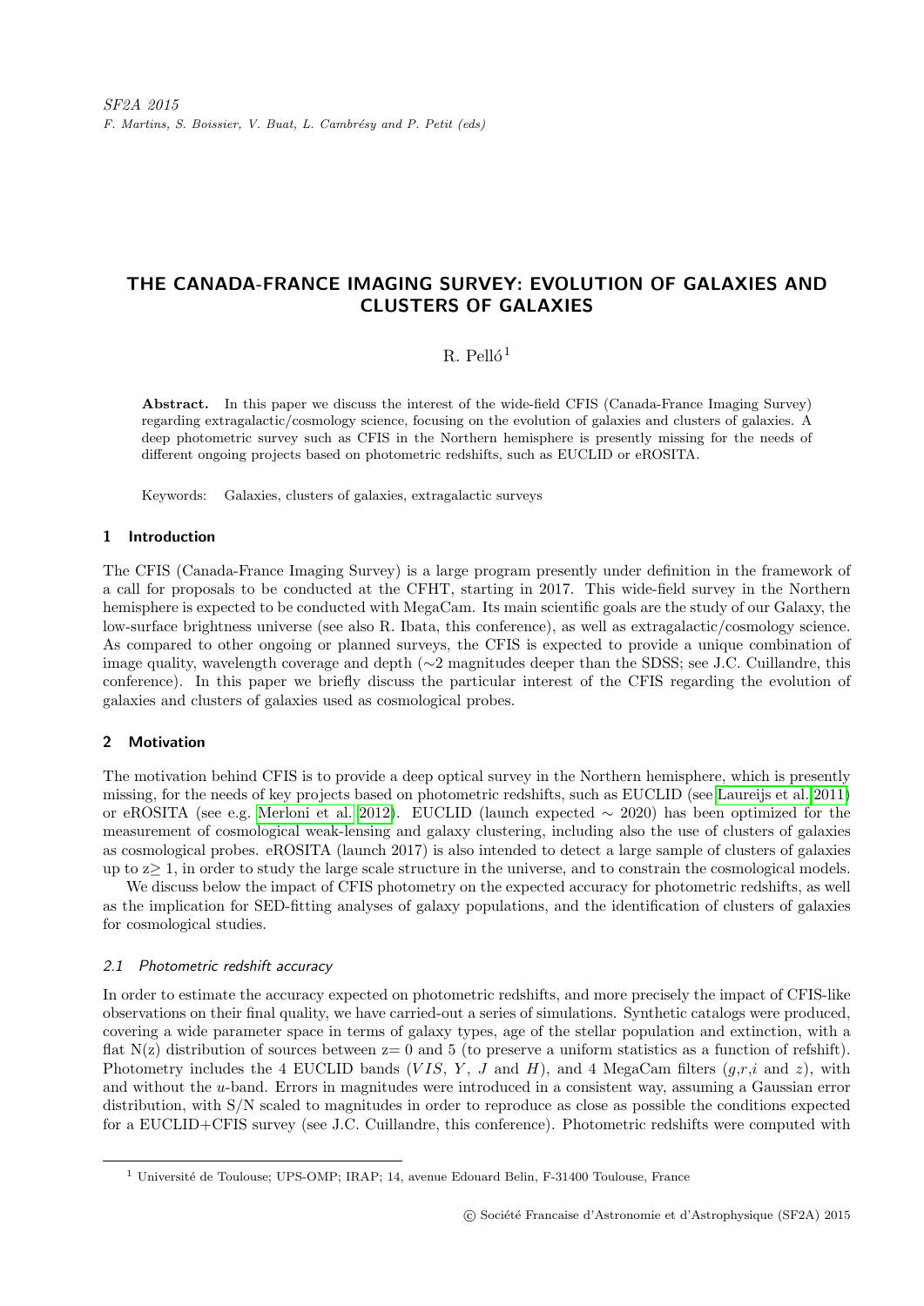# THE CANADA-FRANCE IMAGING SURVEY: EVOLUTION OF GALAXIES AND CLUSTERS OF GALAXIES

R. Pelló[1]

**Abstract.** In this paper we discuss the interest of the wide-field CFIS (Canada-France Imaging Survey) regarding extragalactic/cosmology science, focusing on the evolution of galaxies and clusters of galaxies. A deep photometric survey such as CFIS in the Northern hemisphere is presently missing for the needs of different ongoing projects based on photometric redshifts, such as EUCLID or eROSITA.

Keywords: Galaxies, clusters of galaxies, extragalactic surveys

## 1 Introduction

The CFIS (Canada-France Imaging Survey) is a large program presently under definition in the framework of a call for proposals to be conducted at the CFHT, starting in 2017. This wide-field survey in the Northern hemisphere is expected to be conducted with MegaCam. Its main scientific goals are the study of our Galaxy, the low-surface brightness universe (see also R. Ibata, this conference), as well as extragalactic/cosmology science. As compared to other ongoing or planned surveys, the CFIS is expected to provide a unique combination of image quality, wavelength coverage and depth ($\sim$2 magnitudes deeper than the SDSS; see J.C. Cuillandre, this conference). In this paper we briefly discuss the particular interest of the CFIS regarding the evolution of galaxies and clusters of galaxies used as cosmological probes.

## 2 Motivation

The motivation behind CFIS is to provide a deep optical survey in the Northern hemisphere, which is presently missing, for the needs of key projects based on photometric redshifts, such as EUCLID (see Laureijs et al. 2011) or eROSITA (see e.g. Merloni et al. 2012). EUCLID (launch expected $\sim$ 2020) has been optimized for the measurement of cosmological weak-lensing and galaxy clustering, including also the use of clusters of galaxies as cosmological probes. eROSITA (launch 2017) is also intended to detect a large sample of clusters of galaxies up to $z \geq 1$, in order to study the large scale structure in the universe, and to constrain the cosmological models.

We discuss below the impact of CFIS photometry on the expected accuracy for photometric redshifts, as well as the implication for SED-fitting analyses of galaxy populations, and the identification of clusters of galaxies for cosmological studies.

### 2.1 Photometric redshift accuracy

In order to estimate the accuracy expected on photometric redshifts, and more precisely the impact of CFIS-like observations on their final quality, we have carried-out a series of simulations. Synthetic catalogs were produced, covering a wide parameter space in terms of galaxy types, age of the stellar population and extinction, with a flat N(z) distribution of sources between z= 0 and 5 (to preserve a uniform statistics as a function of refshift). Photometry includes the 4 EUCLID bands ($VIS$, $Y$, $J$ and $H$), and 4 MegaCam filters ($g$,$r$,$i$ and $z$), with and without the $u$-band. Errors in magnitudes were introduced in a consistent way, assuming a Gaussian error distribution, with S/N scaled to magnitudes in order to reproduce as close as possible the conditions expected for a EUCLID+CFIS survey (see J.C. Cuillandre, this conference). Photometric redshifts were computed with

[1] Université de Toulouse; UPS-OMP; IRAP; 14, avenue Edouard Belin, F-31400 Toulouse, France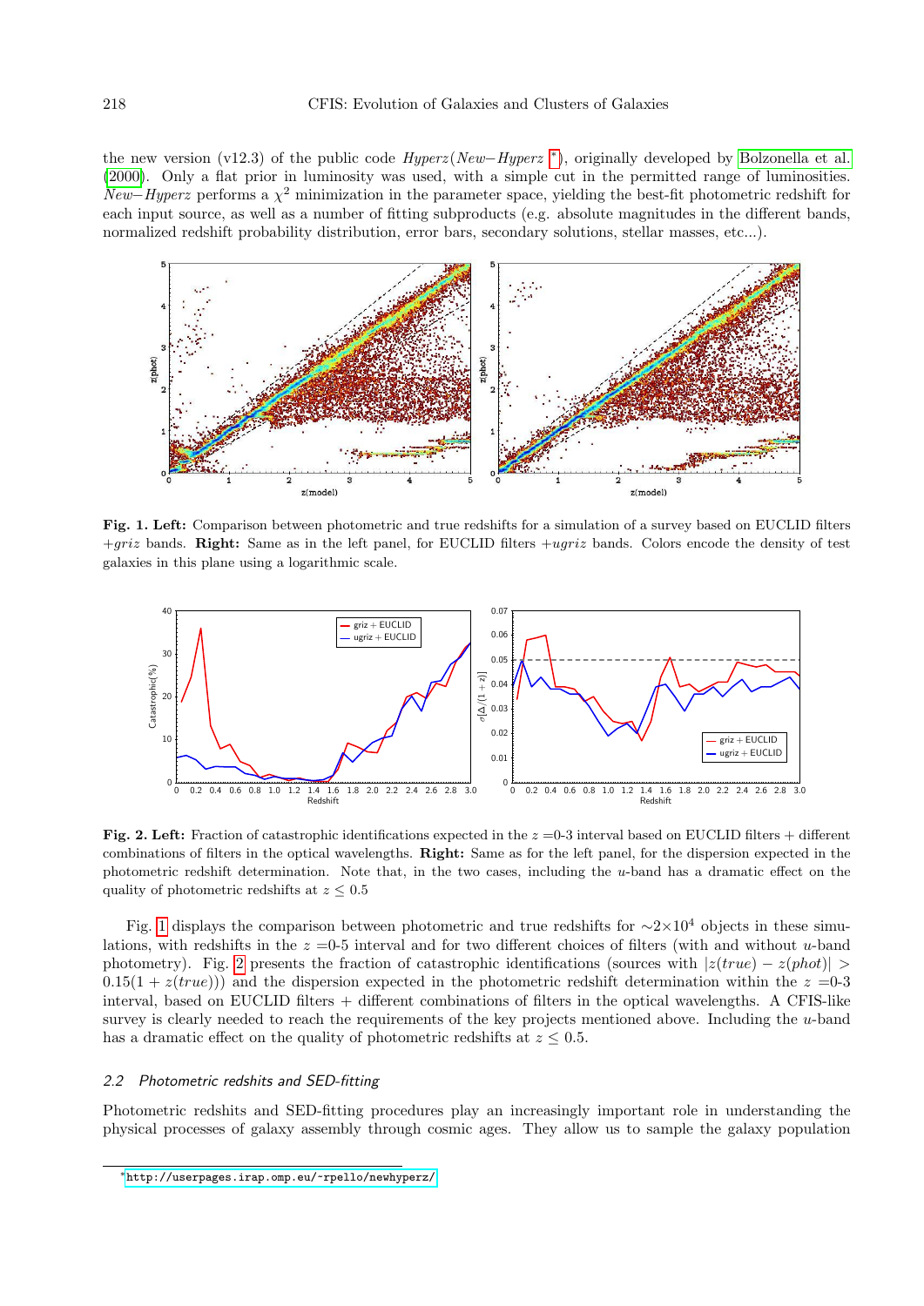the new version (v12.3) of the public code *Hyperz*(*New−Hyperz* [*]), originally developed by Bolzonella et al. (2000). Only a flat prior in luminosity was used, with a simple cut in the permitted range of luminosities. *New−Hyperz* performs a $\chi^2$ minimization in the parameter space, yielding the best-fit photometric redshift for each input source, as well as a number of fitting subproducts (e.g. absolute magnitudes in the different bands, normalized redshift probability distribution, error bars, secondary solutions, stellar masses, etc...).

**Fig. 1. Left:** Comparison between photometric and true redshifts for a simulation of a survey based on EUCLID filters $+griz$ bands. **Right:** Same as in the left panel, for EUCLID filters $+ugriz$ bands. Colors encode the density of test galaxies in this plane using a logarithmic scale.

**Fig. 2. Left:** Fraction of catastrophic identifications expected in the $z$ =0-3 interval based on EUCLID filters + different combinations of filters in the optical wavelengths. **Right:** Same as for the left panel, for the dispersion expected in the photometric redshift determination. Note that, in the two cases, including the $u$-band has a dramatic effect on the quality of photometric redshifts at $z \leq 0.5$

Fig. 1 displays the comparison between photometric and true redshifts for $\sim 2\times 10^4$ objects in these simulations, with redshifts in the $z$ =0-5 interval and for two different choices of filters (with and without $u$-band photometry). Fig. 2 presents the fraction of catastrophic identifications (sources with $|z(true) - z(phot)| > 0.15(1 + z(true))$) and the dispersion expected in the photometric redshift determination within the $z$ =0-3 interval, based on EUCLID filters + different combinations of filters in the optical wavelengths. A CFIS-like survey is clearly needed to reach the requirements of the key projects mentioned above. Including the $u$-band has a dramatic effect on the quality of photometric redshifts at $z \leq 0.5$.

### *2.2 Photometric redshifts and SED-fitting*

Photometric redshifts and SED-fitting procedures play an increasingly important role in understanding the physical processes of galaxy assembly through cosmic ages. They allow us to sample the galaxy population

[*] http://userpages.irap.omp.eu/~rpello/newhyperz/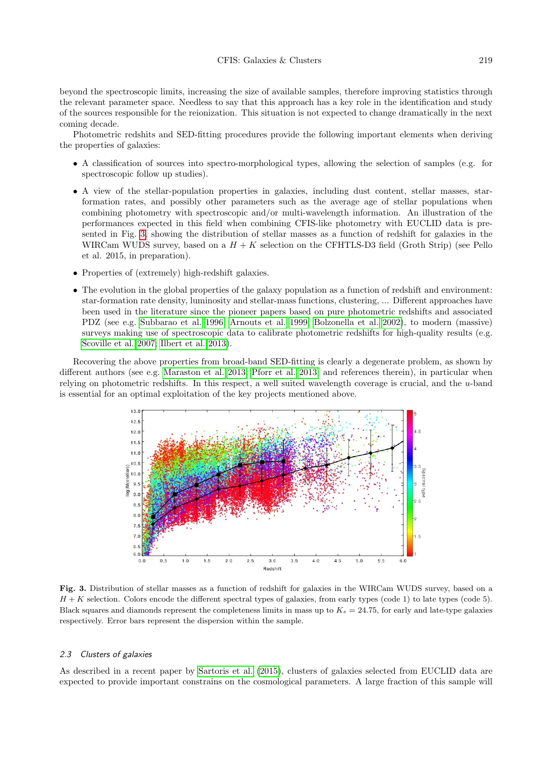beyond the spectroscopic limits, increasing the size of available samples, therefore improving statistics through the relevant parameter space. Needless to say that this approach has a key role in the identification and study of the sources responsible for the reionization. This situation is not expected to change dramatically in the next coming decade.

Photometric redshits and SED-fitting procedures provide the following important elements when deriving the properties of galaxies:

- A classification of sources into spectro-morphological types, allowing the selection of samples (e.g. for spectroscopic follow up studies).
- A view of the stellar-population properties in galaxies, including dust content, stellar masses, star-formation rates, and possibly other parameters such as the average age of stellar populations when combining photometry with spectroscopic and/or multi-wavelength information. An illustration of the performances expected in this field when combining CFIS-like photometry with EUCLID data is presented in Fig. 3, showing the distribution of stellar masses as a function of redshift for galaxies in the WIRCam WUDS survey, based on a $H + K$ selection on the CFHTLS-D3 field (Groth Strip) (see Pello et al. 2015, in preparation).
- Properties of (extremely) high-redshift galaxies.
- The evolution in the global properties of the galaxy population as a function of redshift and environment: star-formation rate density, luminosity and stellar-mass functions, clustering, ... Different approaches have been used in the literature since the pioneer papers based on pure photometric redshifts and associated PDZ (see e.g. Subbarao et al. 1996; Arnouts et al. 1999; Bolzonella et al. 2002), to modern (massive) surveys making use of spectroscopic data to calibrate photometric redshifts for high-quality results (e.g. Scoville et al. 2007; Ilbert et al. 2013).

Recovering the above properties from broad-band SED-fitting is clearly a degenerate problem, as shown by different authors (see e.g. Maraston et al. 2013; Pforr et al. 2013, and references therein), in particular when relying on photometric redshifts. In this respect, a well suited wavelength coverage is crucial, and the $u$-band is essential for an optimal exploitation of the key projects mentioned above.

**Fig. 3.** Distribution of stellar masses as a function of redshift for galaxies in the WIRCam WUDS survey, based on a $H + K$ selection. Colors encode the different spectral types of galaxies, from early types (code 1) to late types (code 5). Black squares and diamonds represent the completeness limits in mass up to $K_s = 24.75$, for early and late-type galaxies respectively. Error bars represent the dispersion within the sample.

### 2.3 Clusters of galaxies

As described in a recent paper by Sartoris et al. (2015), clusters of galaxies selected from EUCLID data are expected to provide important constrains on the cosmological parameters. A large fraction of this sample will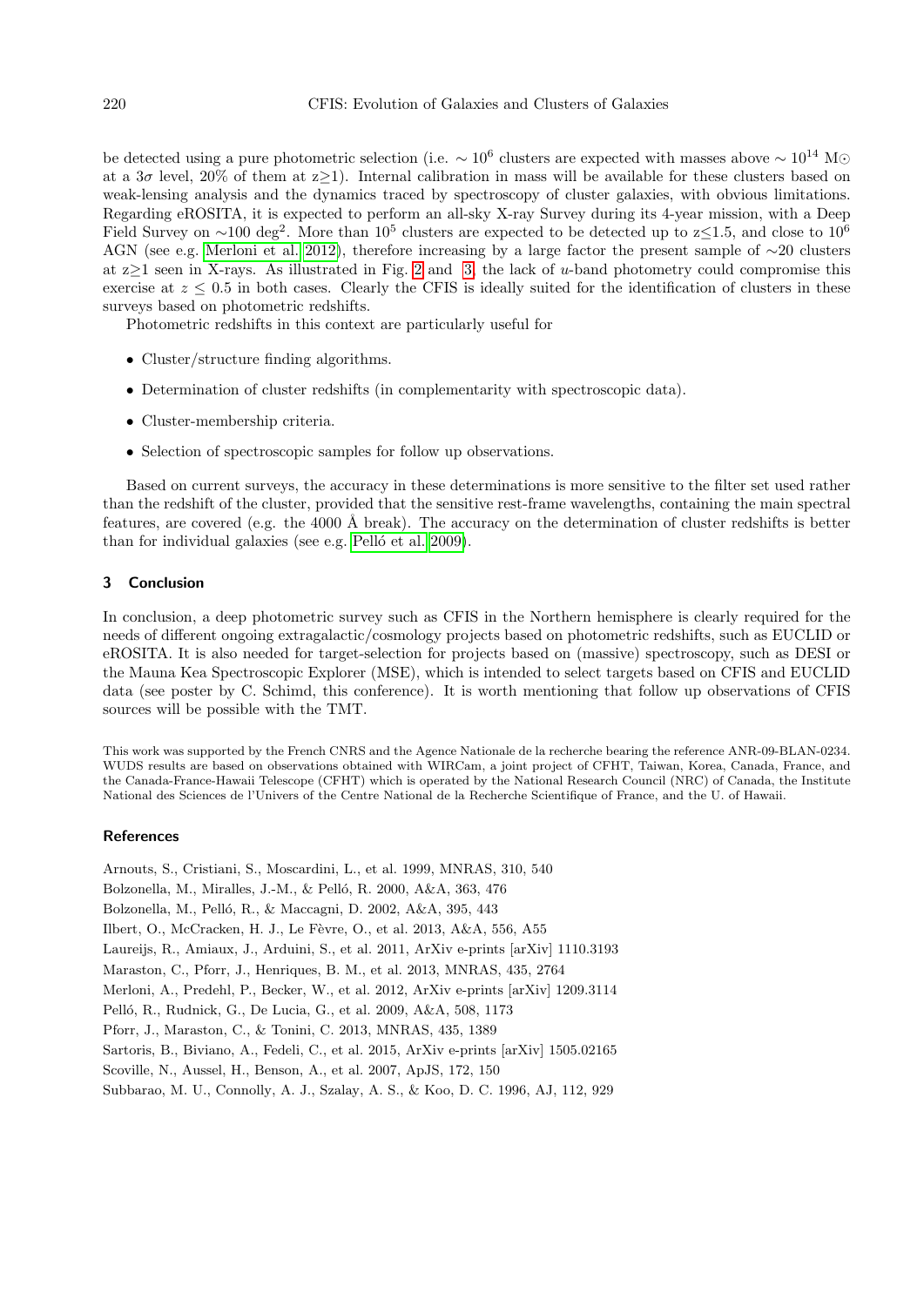be detected using a pure photometric selection (i.e. $\sim 10^6$ clusters are expected with masses above $\sim 10^{14}$ $M_\odot$ at a $3\sigma$ level, 20% of them at $z \geq 1$). Internal calibration in mass will be available for these clusters based on weak-lensing analysis and the dynamics traced by spectroscopy of cluster galaxies, with obvious limitations. Regarding eROSITA, it is expected to perform an all-sky X-ray Survey during its 4-year mission, with a Deep Field Survey on $\sim$100 deg$^2$. More than $10^5$ clusters are expected to be detected up to $z \lesssim 1.5$, and close to $10^6$ AGN (see e.g. Merloni et al. 2012), therefore increasing by a large factor the present sample of $\sim$20 clusters at $z \geq 1$ seen in X-rays. As illustrated in Fig. 2 and 3, the lack of $u$-band photometry could compromise this exercise at $z \leq 0.5$ in both cases. Clearly the CFIS is ideally suited for the identification of clusters in these surveys based on photometric redshifts.

Photometric redshifts in this context are particularly useful for

- Cluster/structure finding algorithms.
- Determination of cluster redshifts (in complementarity with spectroscopic data).
- Cluster-membership criteria.
- Selection of spectroscopic samples for follow up observations.

Based on current surveys, the accuracy in these determinations is more sensitive to the filter set used rather than the redshift of the cluster, provided that the sensitive rest-frame wavelengths, containing the main spectral features, are covered (e.g. the 4000 Å break). The accuracy on the determination of cluster redshifts is better than for individual galaxies (see e.g. Pelló et al. 2009).

## 3 Conclusion

In conclusion, a deep photometric survey such as CFIS in the Northern hemisphere is clearly required for the needs of different ongoing extragalactic/cosmology projects based on photometric redshifts, such as EUCLID or eROSITA. It is also needed for target-selection for projects based on (massive) spectroscopy, such as DESI or the Mauna Kea Spectroscopic Explorer (MSE), which is intended to select targets based on CFIS and EUCLID data (see poster by C. Schimd, this conference). It is worth mentioning that follow up observations of CFIS sources will be possible with the TMT.

This work was supported by the French CNRS and the Agence Nationale de la recherche bearing the reference ANR-09-BLAN-0234. WUDS results are based on observations obtained with WIRCam, a joint project of CFHT, Taiwan, Korea, Canada, France, and the Canada-France-Hawaii Telescope (CFHT) which is operated by the National Research Council (NRC) of Canada, the Institute National des Sciences de l'Univers of the Centre National de la Recherche Scientifique of France, and the U. of Hawaii.

## References

Arnouts, S., Cristiani, S., Moscardini, L., et al. 1999, MNRAS, 310, 540

Bolzonella, M., Miralles, J.-M., & Pelló, R. 2000, A&A, 363, 476

Bolzonella, M., Pelló, R., & Maccagni, D. 2002, A&A, 395, 443

Ilbert, O., McCracken, H. J., Le Fèvre, O., et al. 2013, A&A, 556, A55

Laureijs, R., Amiaux, J., Arduini, S., et al. 2011, ArXiv e-prints [arXiv] 1110.3193

Maraston, C., Pforr, J., Henriques, B. M., et al. 2013, MNRAS, 435, 2764

Merloni, A., Predehl, P., Becker, W., et al. 2012, ArXiv e-prints [arXiv] 1209.3114

Pelló, R., Rudnick, G., De Lucia, G., et al. 2009, A&A, 508, 1173

Pforr, J., Maraston, C., & Tonini, C. 2013, MNRAS, 435, 1389

Sartoris, B., Biviano, A., Fedeli, C., et al. 2015, ArXiv e-prints [arXiv] 1505.02165

Scoville, N., Aussel, H., Benson, A., et al. 2007, ApJS, 172, 150

Subbarao, M. U., Connolly, A. J., Szalay, A. S., & Koo, D. C. 1996, AJ, 112, 929